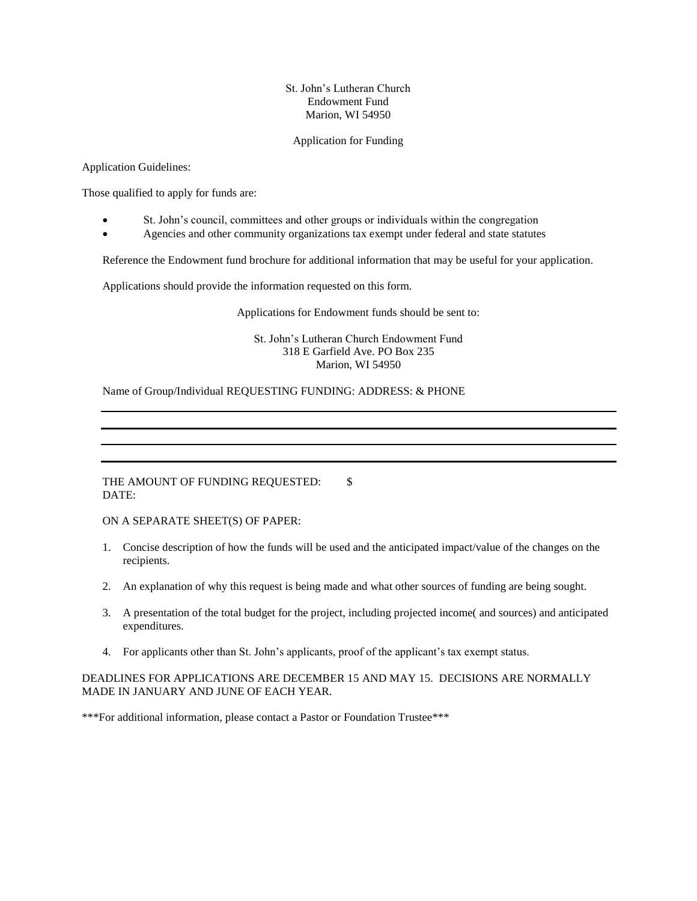St. John's Lutheran Church
Endowment Fund
Marion, WI 54950

Application for Funding

Application Guidelines:

Those qualified to apply for funds are:

- St. John's council, committees and other groups or individuals within the congregation
- Agencies and other community organizations tax exempt under federal and state statutes

Reference the Endowment fund brochure for additional information that may be useful for your application.

Applications should provide the information requested on this form.

Applications for Endowment funds should be sent to:

St. John's Lutheran Church Endowment Fund
318 E Garfield Ave. PO Box 235
Marion, WI 54950

Name of Group/Individual REQUESTING FUNDING: ADDRESS: & PHONE

______________________________________________________________________

______________________________________________________________________

______________________________________________________________________

______________________________________________________________________

THE AMOUNT OF FUNDING REQUESTED: $
DATE:

ON A SEPARATE SHEET(S) OF PAPER:

1. Concise description of how the funds will be used and the anticipated impact/value of the changes on the recipients.

2. An explanation of why this request is being made and what other sources of funding are being sought.

3. A presentation of the total budget for the project, including projected income( and sources) and anticipated expenditures.

4. For applicants other than St. John's applicants, proof of the applicant's tax exempt status.

DEADLINES FOR APPLICATIONS ARE DECEMBER 15 AND MAY 15. DECISIONS ARE NORMALLY MADE IN JANUARY AND JUNE OF EACH YEAR.

***For additional information, please contact a Pastor or Foundation Trustee***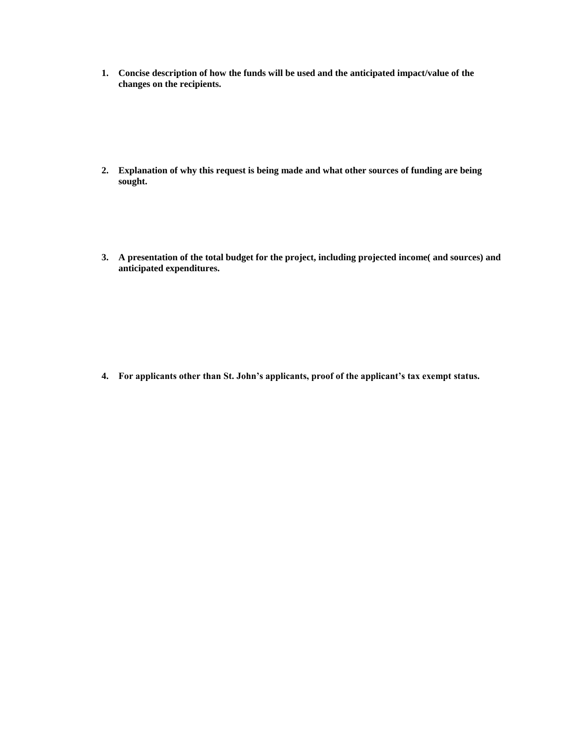1. **Concise description of how the funds will be used and the anticipated impact/value of the changes on the recipients.**

2. **Explanation of why this request is being made and what other sources of funding are being sought.**

3. **A presentation of the total budget for the project, including projected income( and sources) and anticipated expenditures.**

4. **For applicants other than St. John's applicants, proof of the applicant's tax exempt status.**